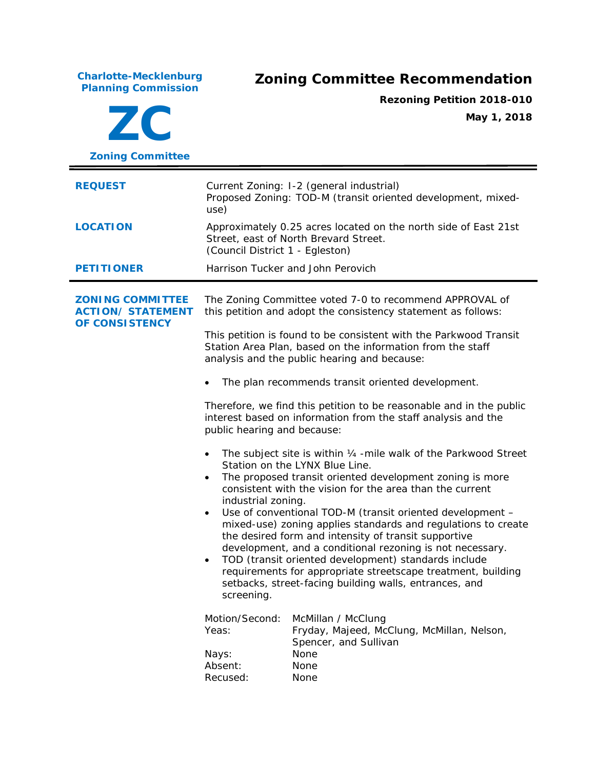**Charlotte-Mecklenburg Planning Commission**

**ZC**

**Zoning Committee**

# Zoning Committee Recommendation

**Rezoning Petition 2018-010**

**May 1, 2018**

| | |
|---|---|
| **REQUEST** | Current Zoning: I-2 (general industrial)<br>Proposed Zoning: TOD-M (transit oriented development, mixed-use) |
| **LOCATION** | Approximately 0.25 acres located on the north side of East 21st Street, east of North Brevard Street.<br>(Council District 1 - Egleston) |
| **PETITIONER** | Harrison Tucker and John Perovich |

**ZONING COMMITTEE ACTION/ STATEMENT OF CONSISTENCY**

The Zoning Committee voted 7-0 to recommend APPROVAL of this petition and adopt the consistency statement as follows:

This petition is found to be consistent with the Parkwood Transit Station Area Plan, based on the information from the staff analysis and the public hearing and because:

- The plan recommends transit oriented development.

Therefore, we find this petition to be reasonable and in the public interest based on information from the staff analysis and the public hearing and because:

- The subject site is within ¼ -mile walk of the Parkwood Street Station on the LYNX Blue Line.
- The proposed transit oriented development zoning is more consistent with the vision for the area than the current industrial zoning.
- Use of conventional TOD-M (transit oriented development – mixed-use) zoning applies standards and regulations to create the desired form and intensity of transit supportive development, and a conditional rezoning is not necessary.
- TOD (transit oriented development) standards include requirements for appropriate streetscape treatment, building setbacks, street-facing building walls, entrances, and screening.

| | |
|---|---|
| Motion/Second: | McMillan / McClung |
| Yeas: | Fryday, Majeed, McClung, McMillan, Nelson, Spencer, and Sullivan |
| Nays: | None |
| Absent: | None |
| Recused: | None |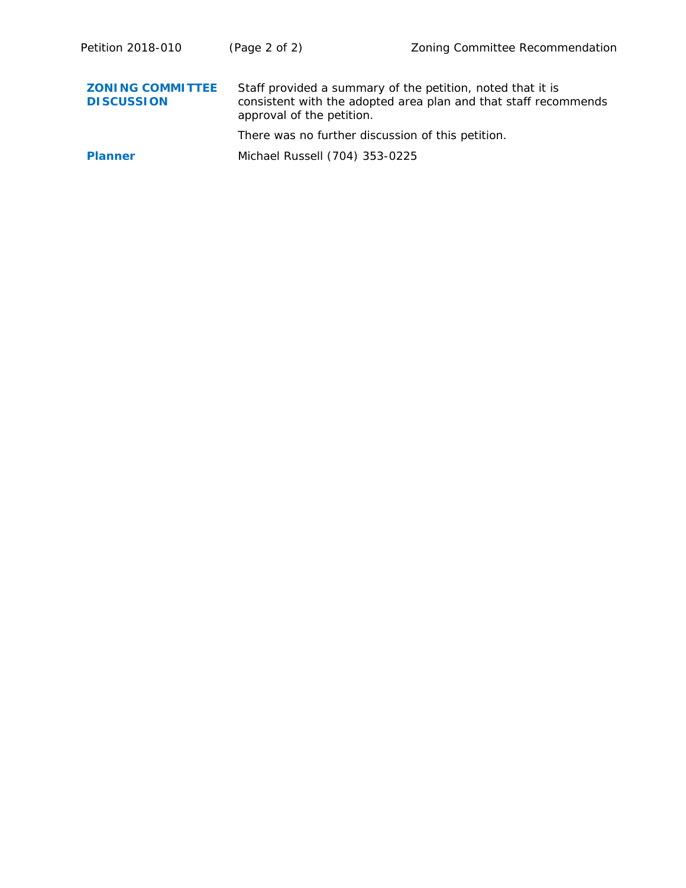**ZONING COMMITTEE DISCUSSION**

Staff provided a summary of the petition, noted that it is consistent with the adopted area plan and that staff recommends approval of the petition.

There was no further discussion of this petition.

**Planner**

Michael Russell (704) 353-0225